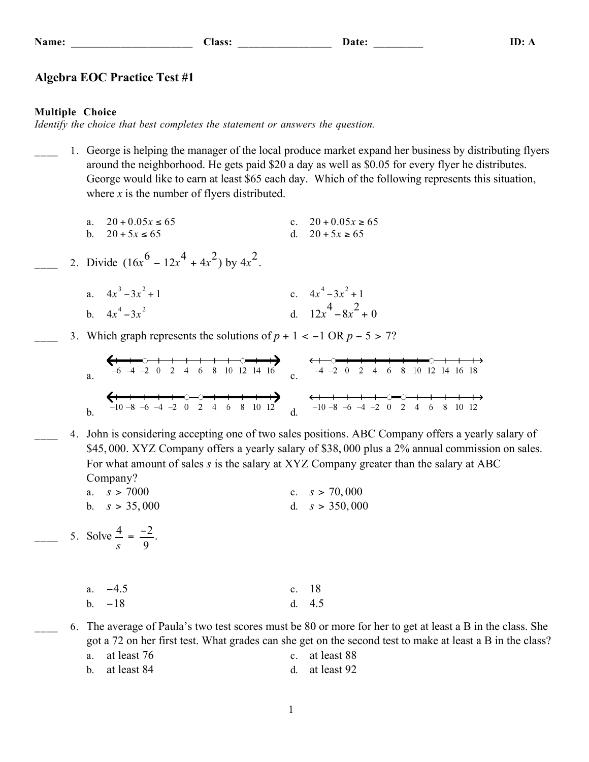Name: ______________________ Class: _________________ Date: _________ ID: A

# Algebra EOC Practice Test #1

**Multiple Choice**
*Identify the choice that best completes the statement or answers the question.*

____ 1. George is helping the manager of the local produce market expand her business by distributing flyers around the neighborhood. He gets paid \$20 a day as well as \$0.05 for every flyer he distributes. George would like to earn at least \$65 each day. Which of the following represents this situation, where $x$ is the number of flyers distributed.

a. $20 + 0.05x \le 65$
b. $20 + 5x \le 65$
c. $20 + 0.05x \ge 65$
d. $20 + 5x \ge 65$

____ 2. Divide $(16x^6 - 12x^4 + 4x^2)$ by $4x^2$.

a. $4x^3 - 3x^2 + 1$
b. $4x^4 - 3x^2$
c. $4x^4 - 3x^2 + 1$
d. $12x^4 - 8x^2 + 0$

____ 3. Which graph represents the solutions of $p + 1 < -1$ OR $p - 5 > 7$?

a. (number line from −6 to 16)
b. (number line from −10 to 12)
c. (number line from −4 to 18)
d. (number line from −10 to 12)

____ 4. John is considering accepting one of two sales positions. ABC Company offers a yearly salary of \$45, 000. XYZ Company offers a yearly salary of \$38, 000 plus a 2% annual commission on sales. For what amount of sales $s$ is the salary at XYZ Company greater than the salary at ABC Company?

a. $s > 7000$
b. $s > 35,000$
c. $s > 70,000$
d. $s > 350,000$

____ 5. Solve $\dfrac{4}{s} = \dfrac{-2}{9}$.

a. $-4.5$
b. $-18$
c. $18$
d. $4.5$

____ 6. The average of Paula's two test scores must be 80 or more for her to get at least a B in the class. She got a 72 on her first test. What grades can she get on the second test to make at least a B in the class?

a. at least 76
b. at least 84
c. at least 88
d. at least 92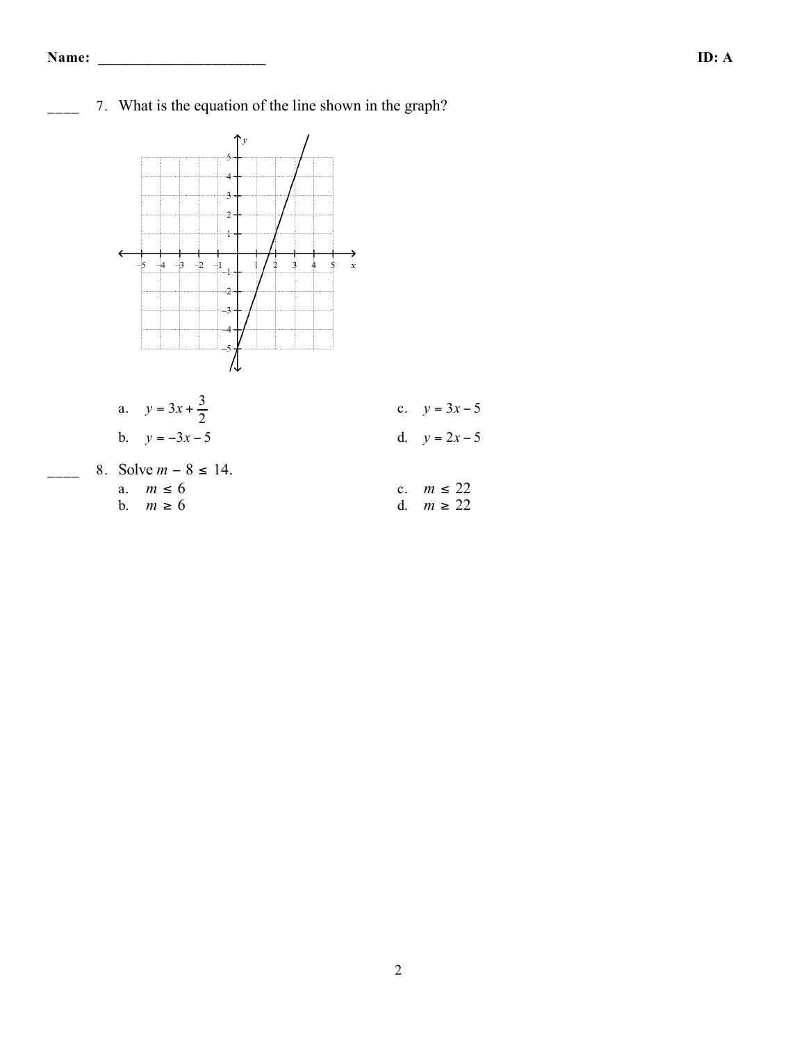Name: ________________________ ID: A

____ 7. What is the equation of the line shown in the graph?

a. $y = 3x + \dfrac{3}{2}$

b. $y = -3x - 5$

c. $y = 3x - 5$

d. $y = 2x - 5$

____ 8. Solve $m - 8 \le 14$.

a. $m \le 6$

b. $m \ge 6$

c. $m \le 22$

d. $m \ge 22$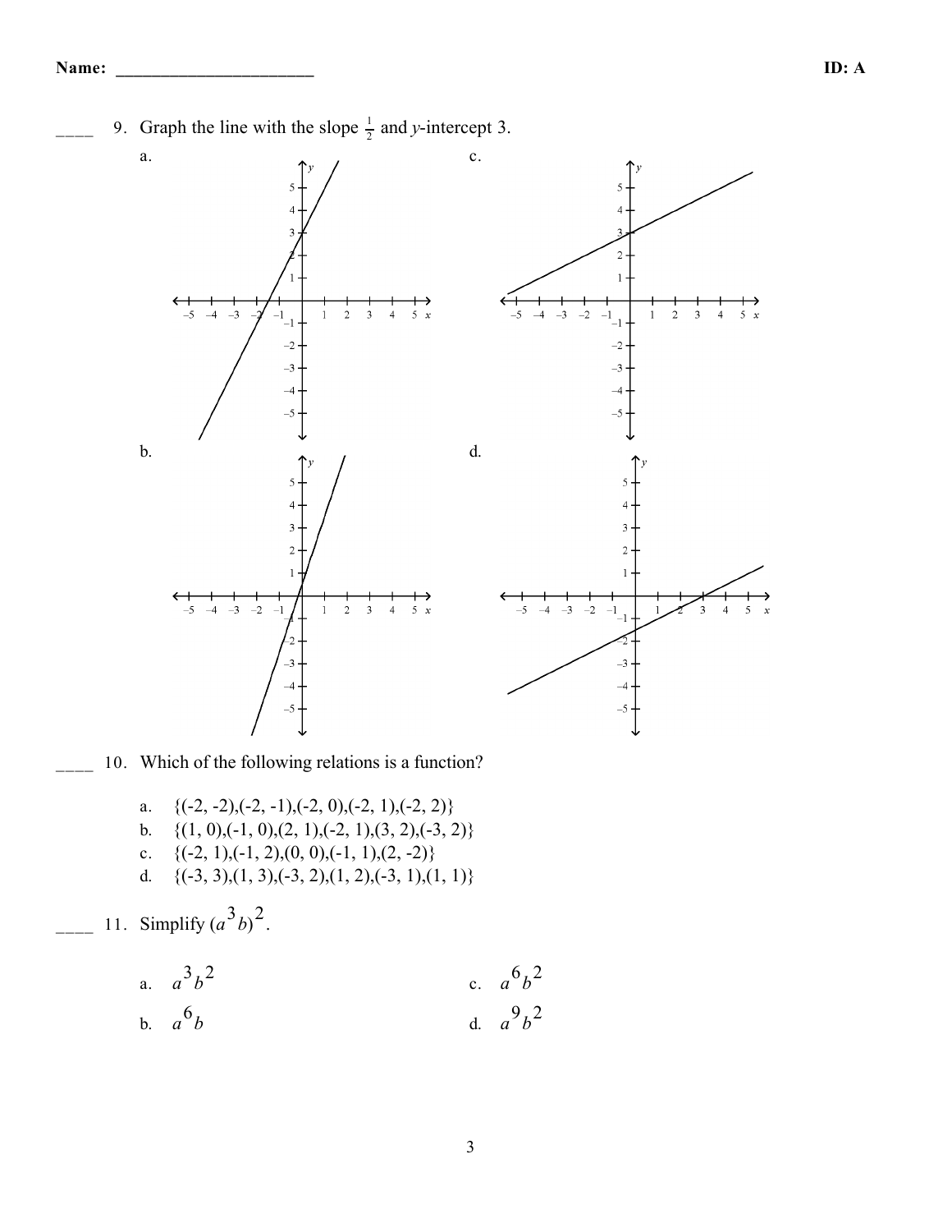**Name: ______________________** **ID: A**

____ 9. Graph the line with the slope $\frac{1}{2}$ and $y$-intercept 3.

a.

b.

c.

d.

____ 10. Which of the following relations is a function?

a. {(-2, -2),(-2, -1),(-2, 0),(-2, 1),(-2, 2)}
b. {(1, 0),(-1, 0),(2, 1),(-2, 1),(3, 2),(-3, 2)}
c. {(-2, 1),(-1, 2),(0, 0),(-1, 1),(2, -2)}
d. {(-3, 3),(1, 3),(-3, 2),(1, 2),(-3, 1),(1, 1)}

____ 11. Simplify $(a^3b)^2$.

a. $a^3b^2$
b. $a^6b$
c. $a^6b^2$
d. $a^9b^2$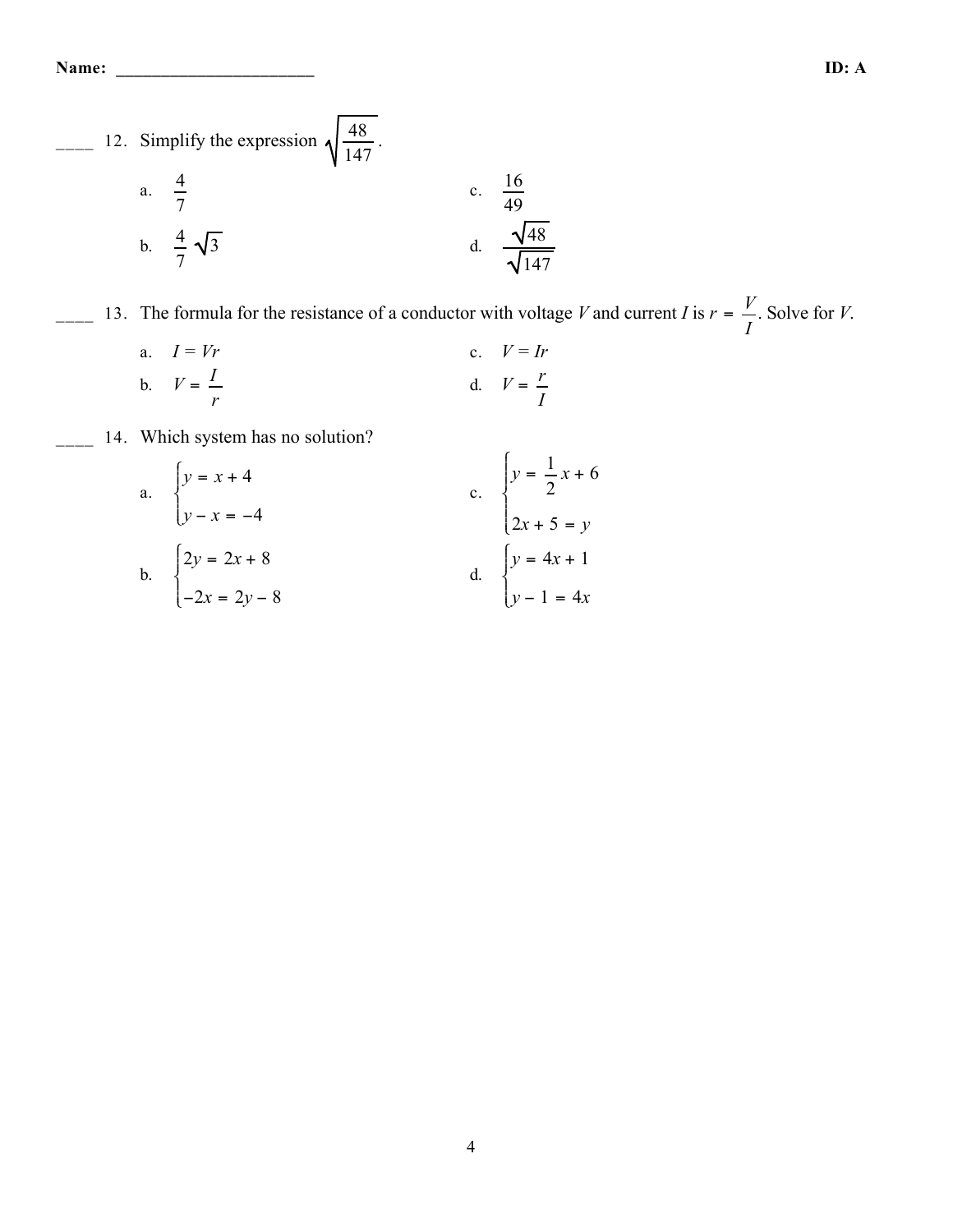Name: ______________________ ID: A

____ 12. Simplify the expression $\sqrt{\dfrac{48}{147}}$.

a. $\dfrac{4}{7}$

b. $\dfrac{4}{7}\sqrt{3}$

c. $\dfrac{16}{49}$

d. $\dfrac{\sqrt{48}}{\sqrt{147}}$

____ 13. The formula for the resistance of a conductor with voltage $V$ and current $I$ is $r = \dfrac{V}{I}$. Solve for $V$.

a. $I = Vr$

b. $V = \dfrac{I}{r}$

c. $V = Ir$

d. $V = \dfrac{r}{I}$

____ 14. Which system has no solution?

a. $\begin{cases} y = x + 4 \\ y - x = -4 \end{cases}$

b. $\begin{cases} 2y = 2x + 8 \\ -2x = 2y - 8 \end{cases}$

c. $\begin{cases} y = \dfrac{1}{2}x + 6 \\ 2x + 5 = y \end{cases}$

d. $\begin{cases} y = 4x + 1 \\ y - 1 = 4x \end{cases}$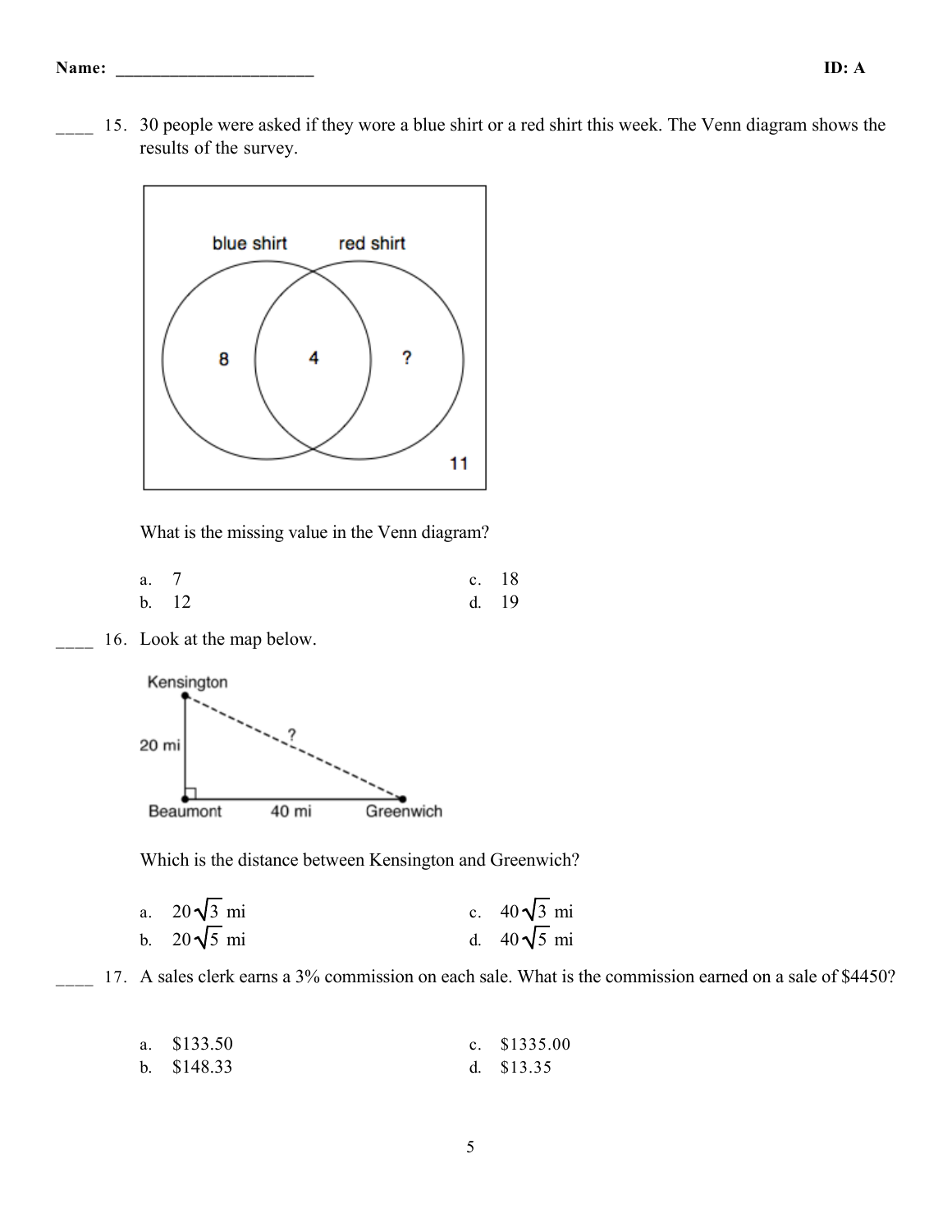____ 15. 30 people were asked if they wore a blue shirt or a red shirt this week. The Venn diagram shows the results of the survey.

What is the missing value in the Venn diagram?

a. 7
b. 12
c. 18
d. 19

____ 16. Look at the map below.

Which is the distance between Kensington and Greenwich?

a. $20\sqrt{3}$ mi
b. $20\sqrt{5}$ mi
c. $40\sqrt{3}$ mi
d. $40\sqrt{5}$ mi

____ 17. A sales clerk earns a 3% commission on each sale. What is the commission earned on a sale of $4450?

a. $133.50
b. $148.33
c. $1335.00
d. $13.35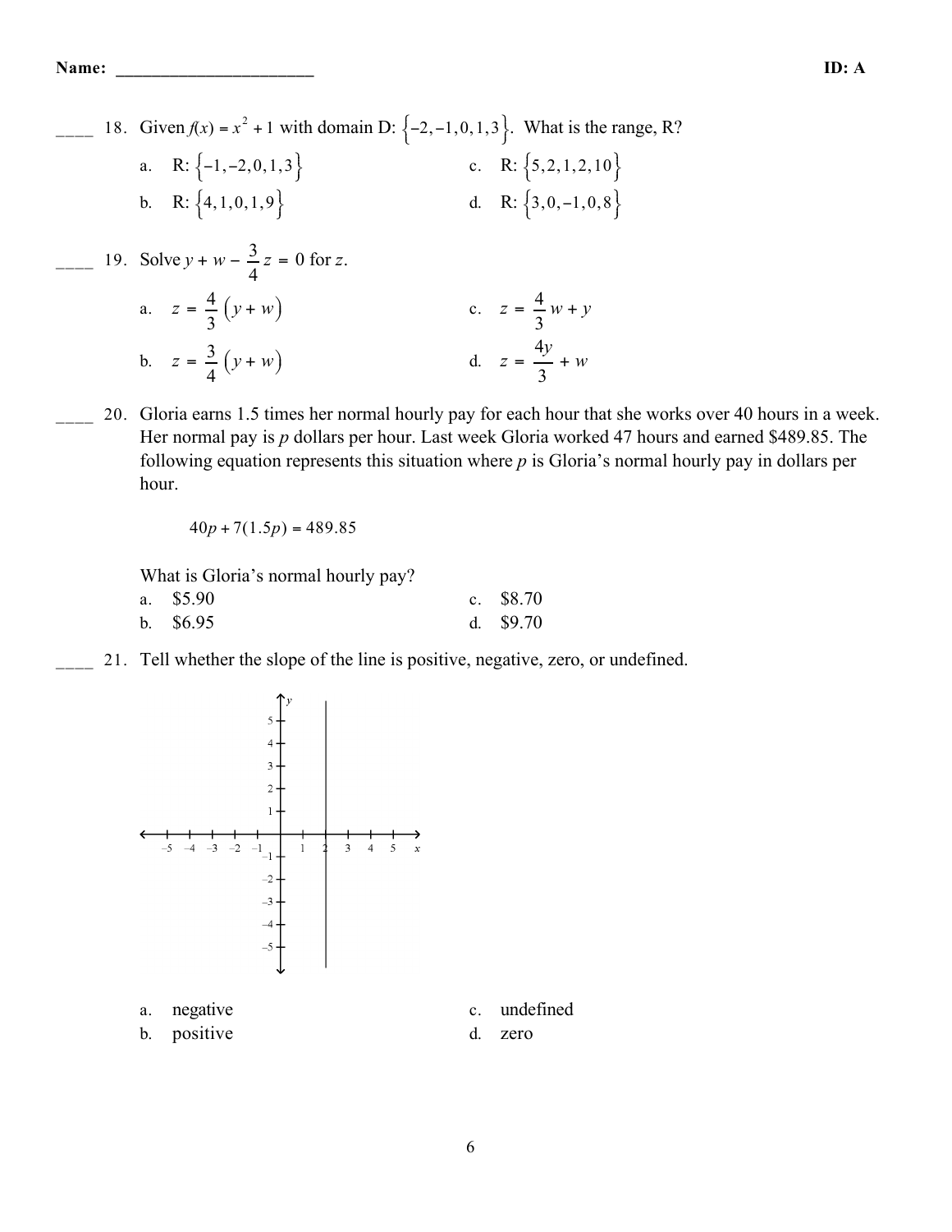____ 18. Given $f(x) = x^2 + 1$ with domain D: $\{-2, -1, 0, 1, 3\}$. What is the range, R?

a. R: $\{-1, -2, 0, 1, 3\}$

b. R: $\{4, 1, 0, 1, 9\}$

c. R: $\{5, 2, 1, 2, 10\}$

d. R: $\{3, 0, -1, 0, 8\}$

____ 19. Solve $y + w - \frac{3}{4}z = 0$ for $z$.

a. $z = \frac{4}{3}(y + w)$

b. $z = \frac{3}{4}(y + w)$

c. $z = \frac{4}{3}w + y$

d. $z = \frac{4y}{3} + w$

____ 20. Gloria earns 1.5 times her normal hourly pay for each hour that she works over 40 hours in a week. Her normal pay is $p$ dollars per hour. Last week Gloria worked 47 hours and earned $489.85. The following equation represents this situation where $p$ is Gloria's normal hourly pay in dollars per hour.

$$40p + 7(1.5p) = 489.85$$

What is Gloria's normal hourly pay?

a. $5.90

b. $6.95

c. $8.70

d. $9.70

____ 21. Tell whether the slope of the line is positive, negative, zero, or undefined.

a. negative

b. positive

c. undefined

d. zero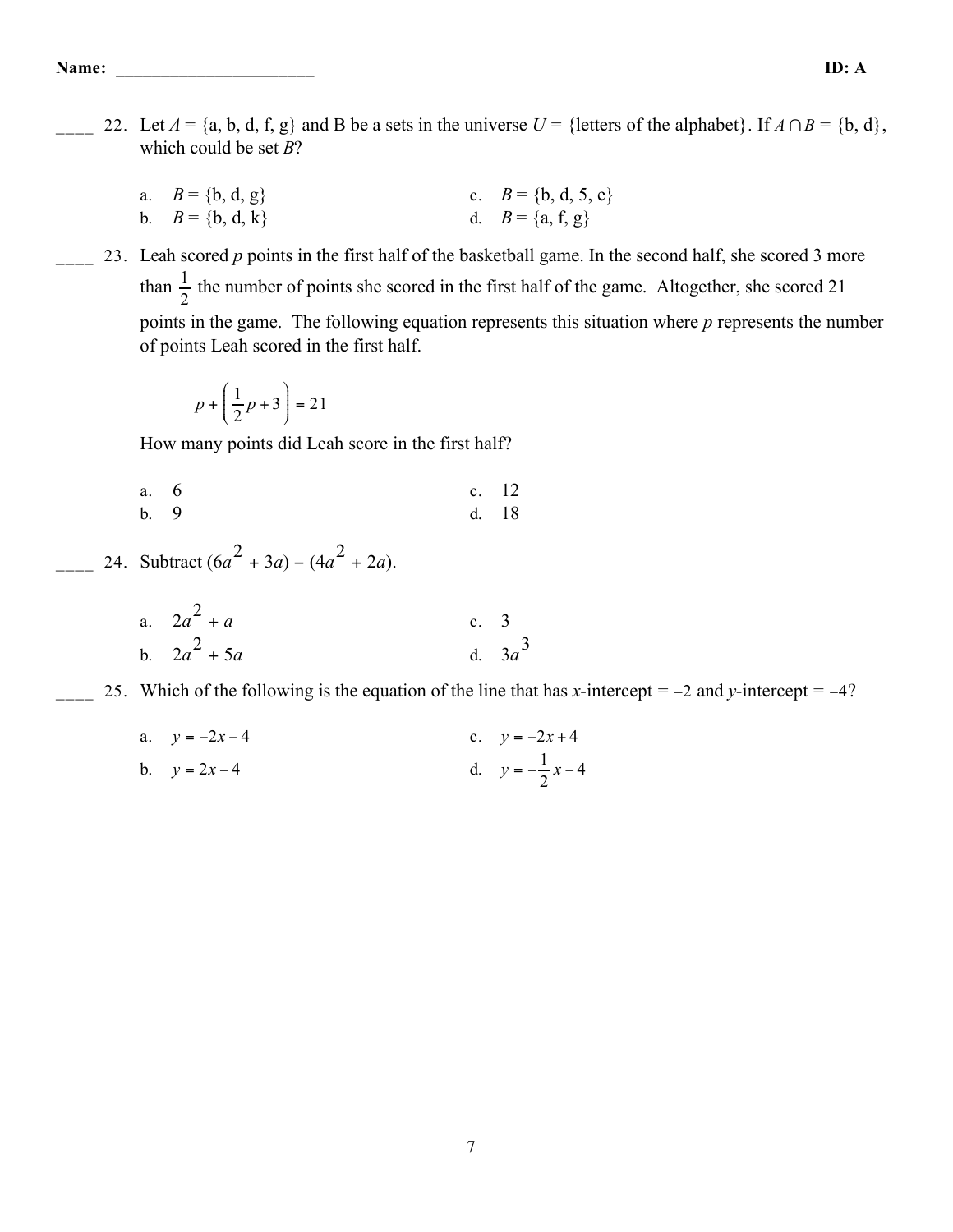**Name:** ______________________ **ID: A**

____ 22. Let $A$ = {a, b, d, f, g} and B be a sets in the universe $U$ = {letters of the alphabet}. If $A \cap B$ = {b, d}, which could be set $B$?

a. $B$ = {b, d, g}
b. $B$ = {b, d, k}
c. $B$ = {b, d, 5, e}
d. $B$ = {a, f, g}

____ 23. Leah scored $p$ points in the first half of the basketball game. In the second half, she scored 3 more than $\frac{1}{2}$ the number of points she scored in the first half of the game. Altogether, she scored 21 points in the game. The following equation represents this situation where $p$ represents the number of points Leah scored in the first half.

$$p + \left( \frac{1}{2}p + 3 \right) = 21$$

How many points did Leah score in the first half?

a. 6
b. 9
c. 12
d. 18

____ 24. Subtract $(6a^2 + 3a) - (4a^2 + 2a)$.

a. $2a^2 + a$
b. $2a^2 + 5a$
c. 3
d. $3a^3$

____ 25. Which of the following is the equation of the line that has $x$-intercept = $-2$ and $y$-intercept = $-4$?

a. $y = -2x - 4$
b. $y = 2x - 4$
c. $y = -2x + 4$
d. $y = -\frac{1}{2}x - 4$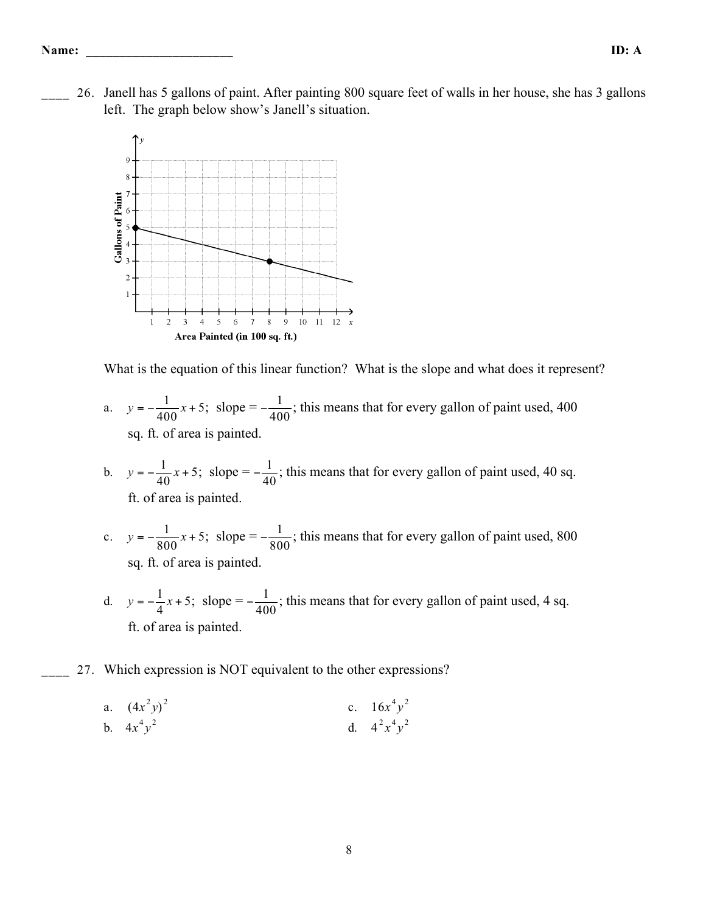____ 26. Janell has 5 gallons of paint. After painting 800 square feet of walls in her house, she has 3 gallons left. The graph below show's Janell's situation.

What is the equation of this linear function? What is the slope and what does it represent?

a. $y = -\frac{1}{400}x + 5$; slope $= -\frac{1}{400}$; this means that for every gallon of paint used, 400 sq. ft. of area is painted.

b. $y = -\frac{1}{40}x + 5$; slope $= -\frac{1}{40}$; this means that for every gallon of paint used, 40 sq. ft. of area is painted.

c. $y = -\frac{1}{800}x + 5$; slope $= -\frac{1}{800}$; this means that for every gallon of paint used, 800 sq. ft. of area is painted.

d. $y = -\frac{1}{4}x + 5$; slope $= -\frac{1}{400}$; this means that for every gallon of paint used, 4 sq. ft. of area is painted.

____ 27. Which expression is NOT equivalent to the other expressions?

a. $(4x^2y)^2$

b. $4x^4y^2$

c. $16x^4y^2$

d. $4^2x^4y^2$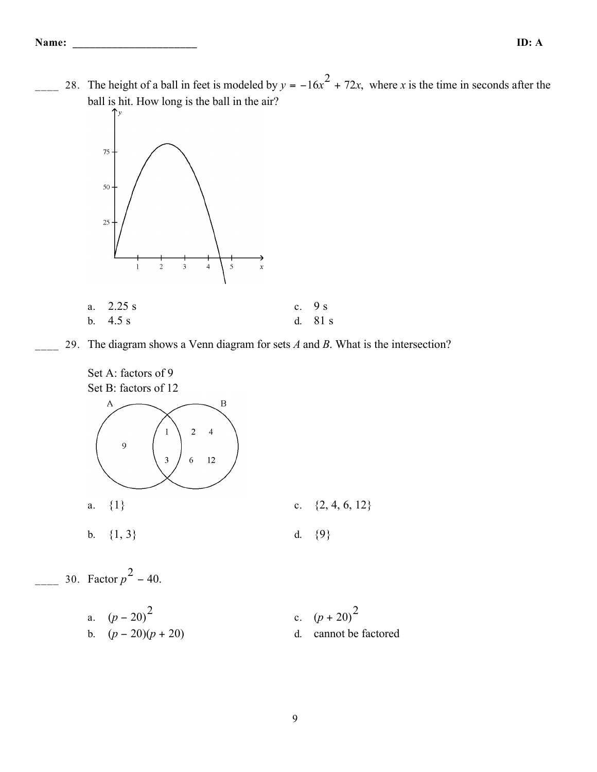____ 28. The height of a ball in feet is modeled by $y = -16x^2 + 72x$, where $x$ is the time in seconds after the ball is hit. How long is the ball in the air?

a. 2.25 s
b. 4.5 s
c. 9 s
d. 81 s

____ 29. The diagram shows a Venn diagram for sets $A$ and $B$. What is the intersection?

Set A: factors of 9
Set B: factors of 12

a. {1}
b. {1, 3}
c. {2, 4, 6, 12}
d. {9}

____ 30. Factor $p^2 - 40$.

a. $(p - 20)^2$
b. $(p - 20)(p + 20)$
c. $(p + 20)^2$
d. cannot be factored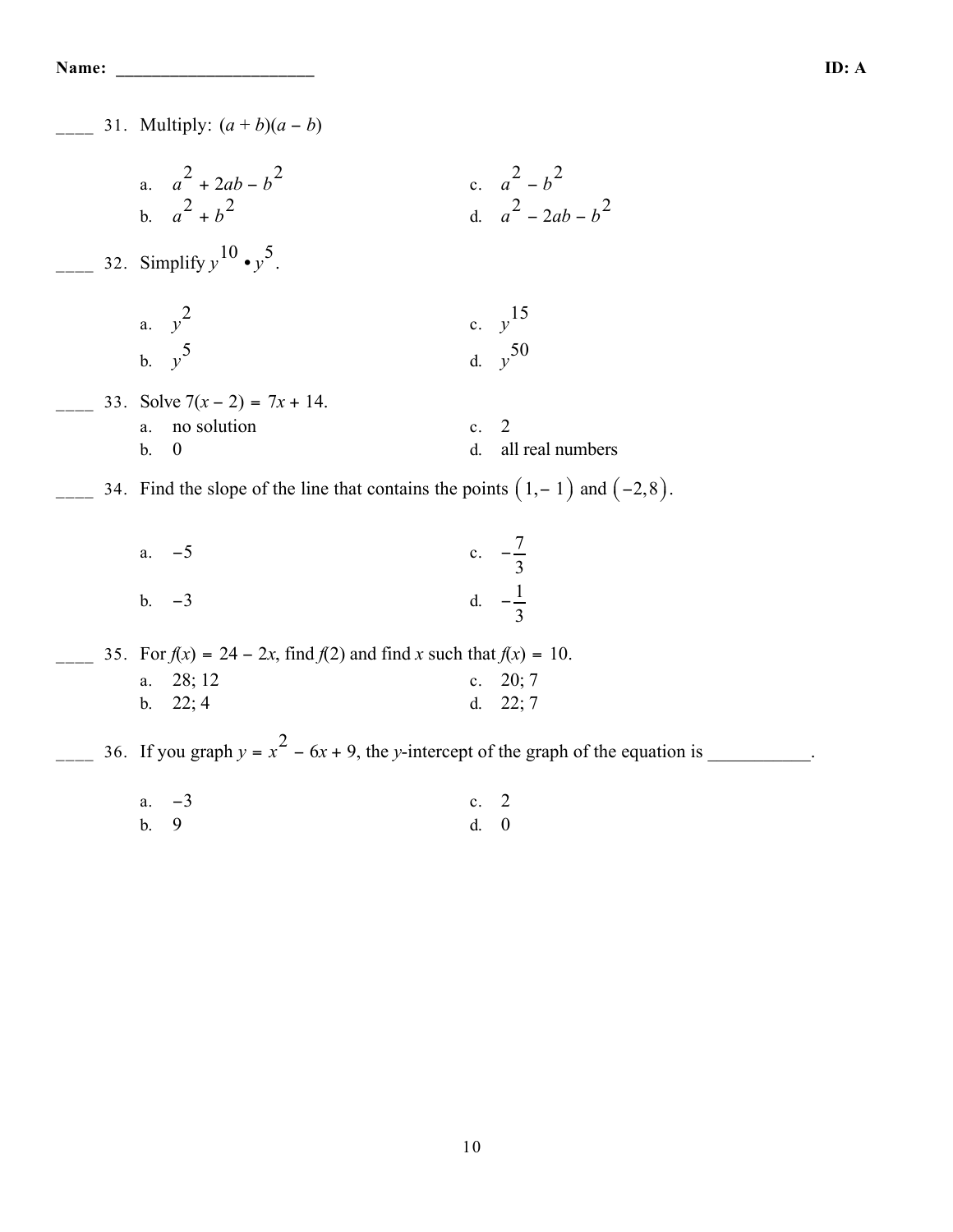Name: ______________________ **ID: A**

____ 31. Multiply: $(a + b)(a - b)$

a. $a^2 + 2ab - b^2$

b. $a^2 + b^2$

c. $a^2 - b^2$

d. $a^2 - 2ab - b^2$

____ 32. Simplify $y^{10} \bullet y^5$.

a. $y^2$

b. $y^5$

c. $y^{15}$

d. $y^{50}$

____ 33. Solve $7(x - 2) = 7x + 14$.

a. no solution

b. 0

c. 2

d. all real numbers

____ 34. Find the slope of the line that contains the points $(1, -1)$ and $(-2, 8)$.

a. $-5$

b. $-3$

c. $-\frac{7}{3}$

d. $-\frac{1}{3}$

____ 35. For $f(x) = 24 - 2x$, find $f(2)$ and find $x$ such that $f(x) = 10$.

a. 28; 12

b. 22; 4

c. 20; 7

d. 22; 7

____ 36. If you graph $y = x^2 - 6x + 9$, the $y$-intercept of the graph of the equation is ___________.

a. $-3$

b. 9

c. 2

d. 0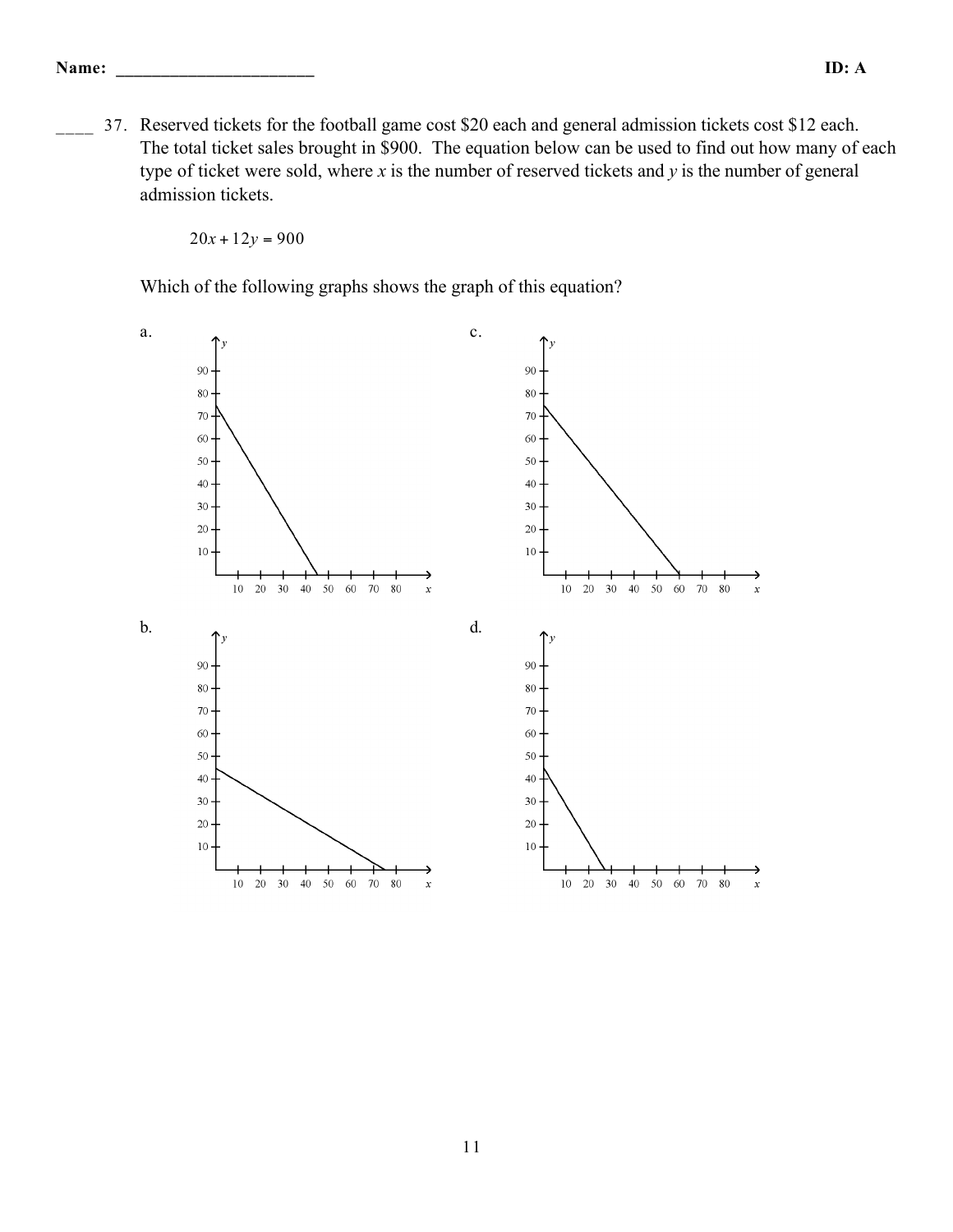____ 37. Reserved tickets for the football game cost \$20 each and general admission tickets cost \$12 each. The total ticket sales brought in \$900. The equation below can be used to find out how many of each type of ticket were sold, where $x$ is the number of reserved tickets and $y$ is the number of general admission tickets.

$$20x + 12y = 900$$

Which of the following graphs shows the graph of this equation?

a.

b.

c.

d.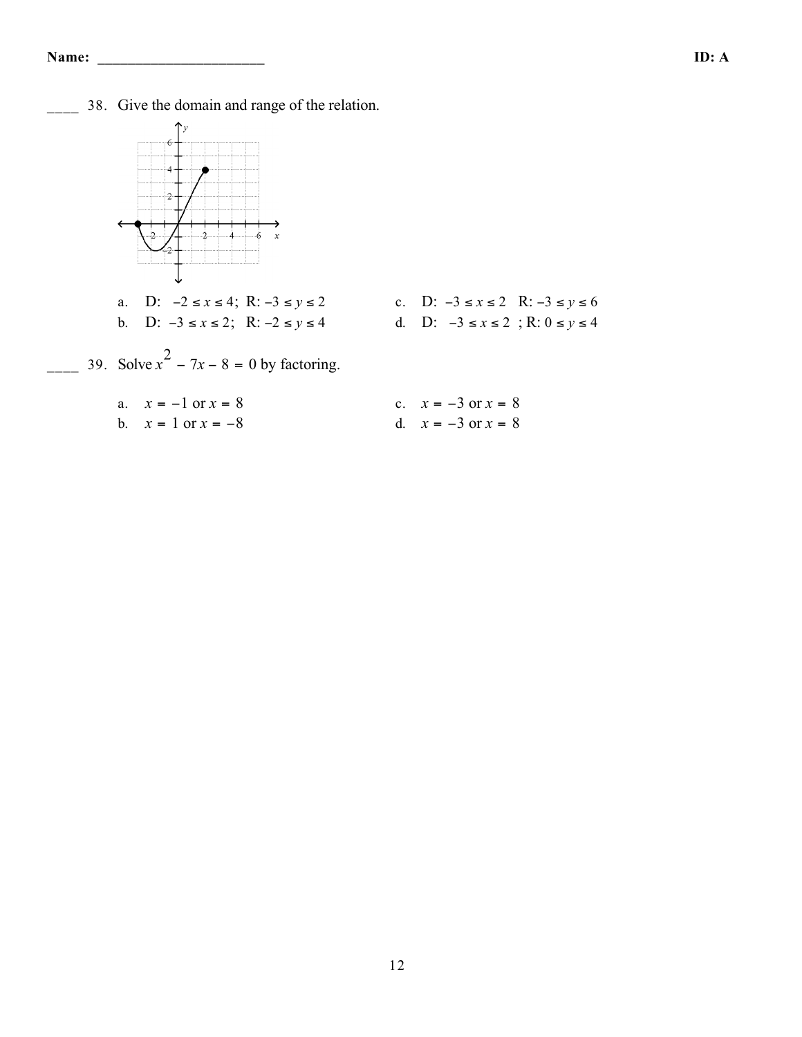Name: ______________________ ID: A

____ 38. Give the domain and range of the relation.

a. D: $-2 \le x \le 4$; R: $-3 \le y \le 2$

b. D: $-3 \le x \le 2$; R: $-2 \le y \le 4$

c. D: $-3 \le x \le 2$ R: $-3 \le y \le 6$

d. D: $-3 \le x \le 2$ ; R: $0 \le y \le 4$

____ 39. Solve $x^2 - 7x - 8 = 0$ by factoring.

a. $x = -1$ or $x = 8$

b. $x = 1$ or $x = -8$

c. $x = -3$ or $x = 8$

d. $x = -3$ or $x = 8$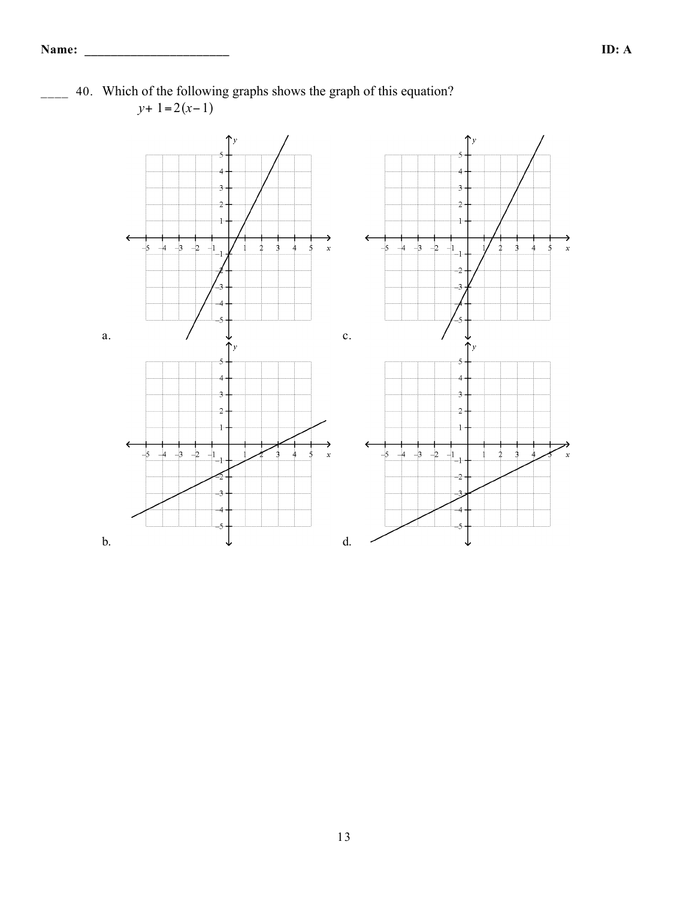____ 40. Which of the following graphs shows the graph of this equation?

$$y + 1 = 2(x - 1)$$

a.

b.

c.

d.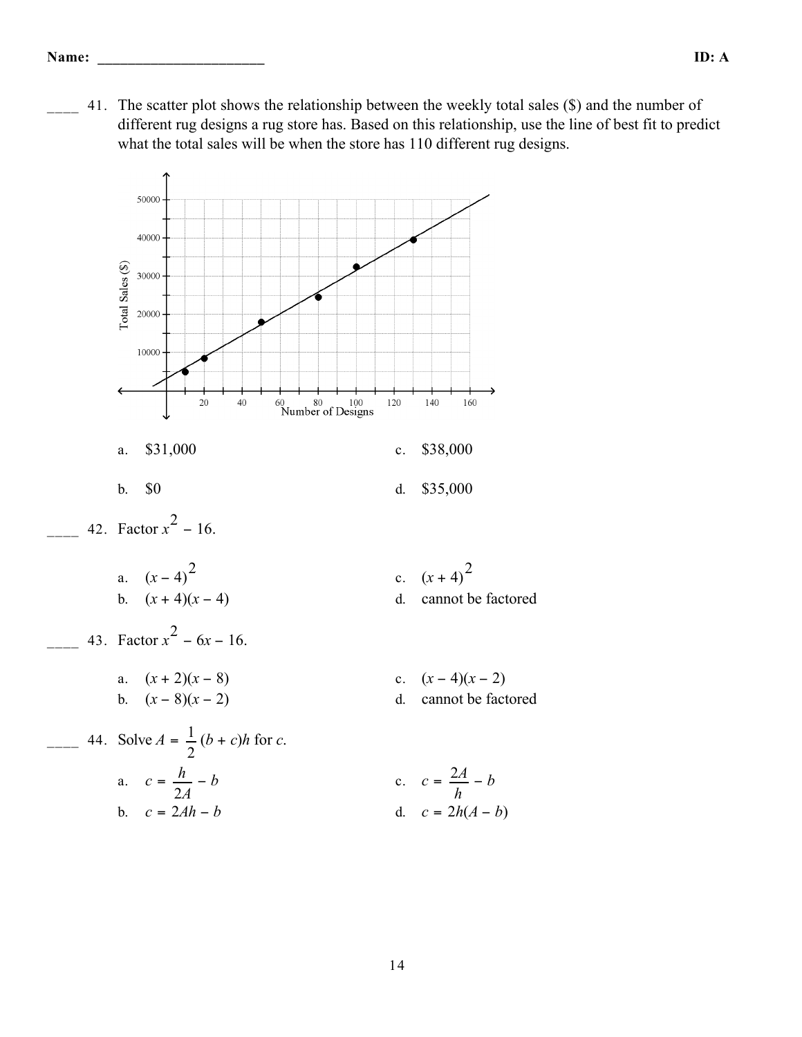Name: ______________________ ID: A

____ 41. The scatter plot shows the relationship between the weekly total sales ($) and the number of different rug designs a rug store has. Based on this relationship, use the line of best fit to predict what the total sales will be when the store has 110 different rug designs.

a. $31,000

b. $0

c. $38,000

d. $35,000

____ 42. Factor $x^2 - 16$.

a. $(x - 4)^2$

b. $(x + 4)(x - 4)$

c. $(x + 4)^2$

d. cannot be factored

____ 43. Factor $x^2 - 6x - 16$.

a. $(x + 2)(x - 8)$

b. $(x - 8)(x - 2)$

c. $(x - 4)(x - 2)$

d. cannot be factored

____ 44. Solve $A = \frac{1}{2}(b + c)h$ for $c$.

a. $c = \frac{h}{2A} - b$

b. $c = 2Ah - b$

c. $c = \frac{2A}{h} - b$

d. $c = 2h(A - b)$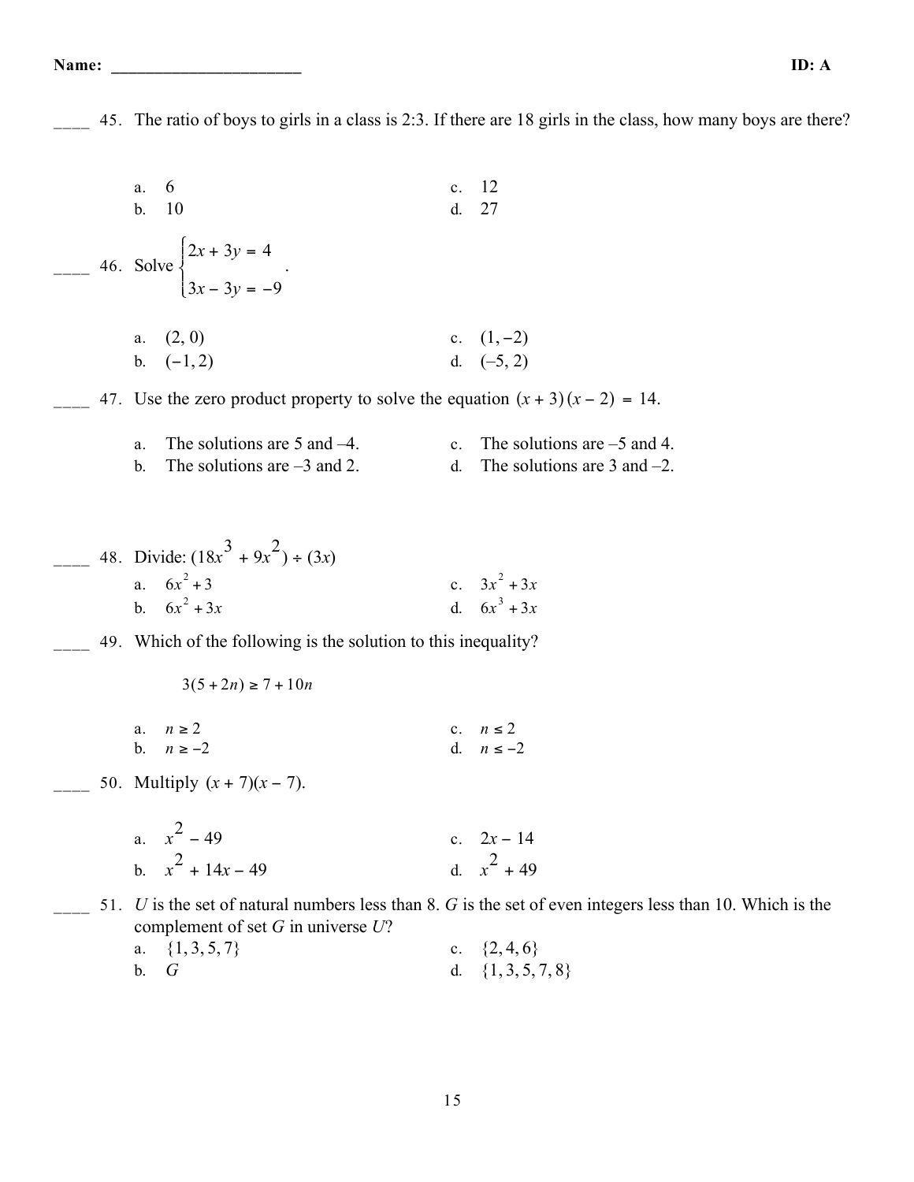Name: ______________________ ID: A

____ 45. The ratio of boys to girls in a class is 2:3. If there are 18 girls in the class, how many boys are there?

a. 6
b. 10
c. 12
d. 27

____ 46. Solve $\begin{cases} 2x + 3y = 4 \\ 3x - 3y = -9 \end{cases}$.

a. $(2, 0)$
b. $(-1, 2)$
c. $(1, -2)$
d. $(-5, 2)$

____ 47. Use the zero product property to solve the equation $(x + 3)(x - 2) = 14$.

a. The solutions are 5 and –4.
b. The solutions are –3 and 2.
c. The solutions are –5 and 4.
d. The solutions are 3 and –2.

____ 48. Divide: $(18x^3 + 9x^2) \div (3x)$

a. $6x^2 + 3$
b. $6x^2 + 3x$
c. $3x^2 + 3x$
d. $6x^3 + 3x$

____ 49. Which of the following is the solution to this inequality?

$$3(5 + 2n) \geq 7 + 10n$$

a. $n \geq 2$
b. $n \geq -2$
c. $n \leq 2$
d. $n \leq -2$

____ 50. Multiply $(x + 7)(x - 7)$.

a. $x^2 - 49$
b. $x^2 + 14x - 49$
c. $2x - 14$
d. $x^2 + 49$

____ 51. *U* is the set of natural numbers less than 8. *G* is the set of even integers less than 10. Which is the complement of set *G* in universe *U*?

a. $\{1, 3, 5, 7\}$
b. $G$
c. $\{2, 4, 6\}$
d. $\{1, 3, 5, 7, 8\}$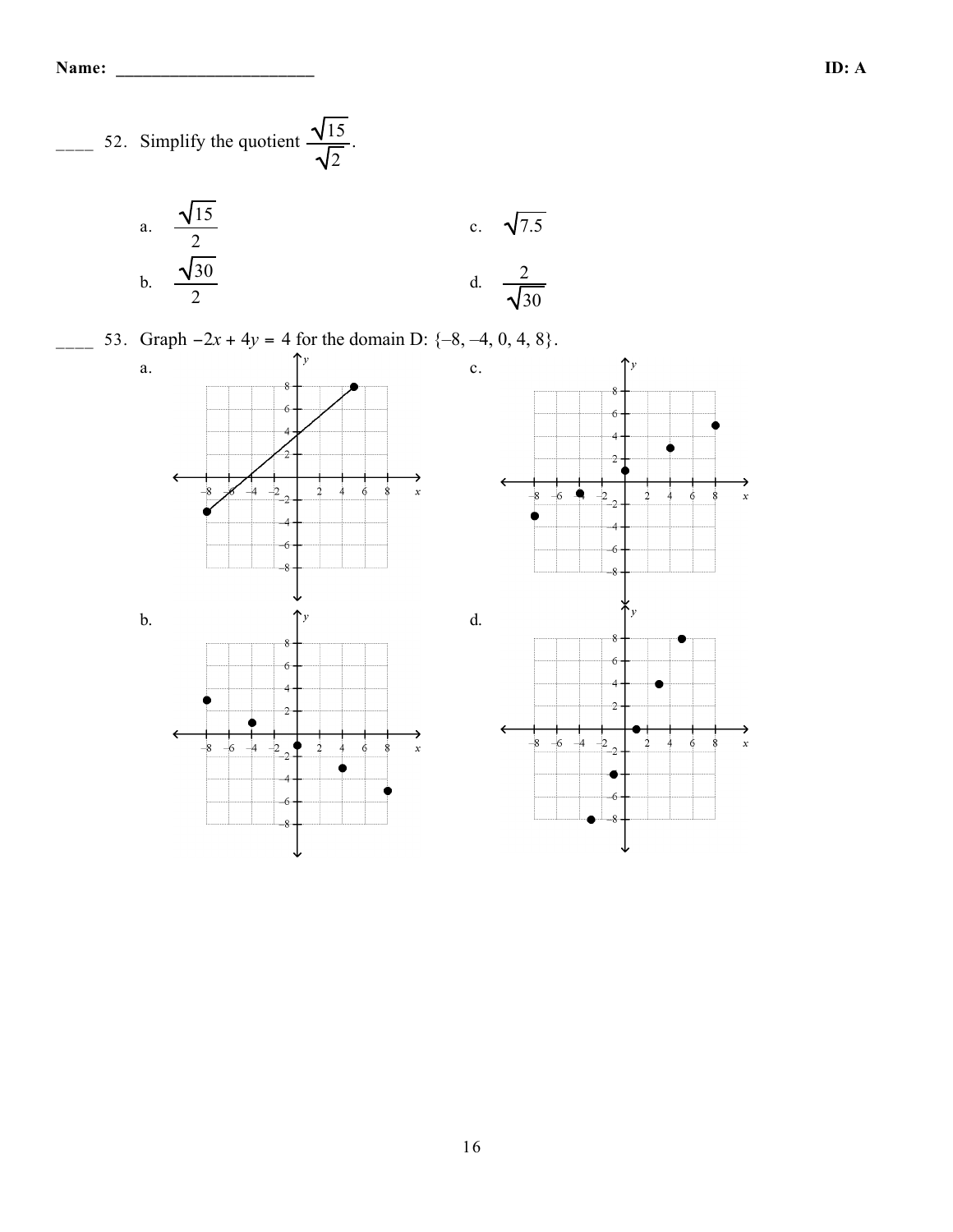**Name:** ______________________ **ID: A**

____ 52. Simplify the quotient $\dfrac{\sqrt{15}}{\sqrt{2}}$.

a. $\dfrac{\sqrt{15}}{2}$

b. $\dfrac{\sqrt{30}}{2}$

c. $\sqrt{7.5}$

d. $\dfrac{2}{\sqrt{30}}$

____ 53. Graph $-2x + 4y = 4$ for the domain D: {–8, –4, 0, 4, 8}.

a.

b.

c.

d.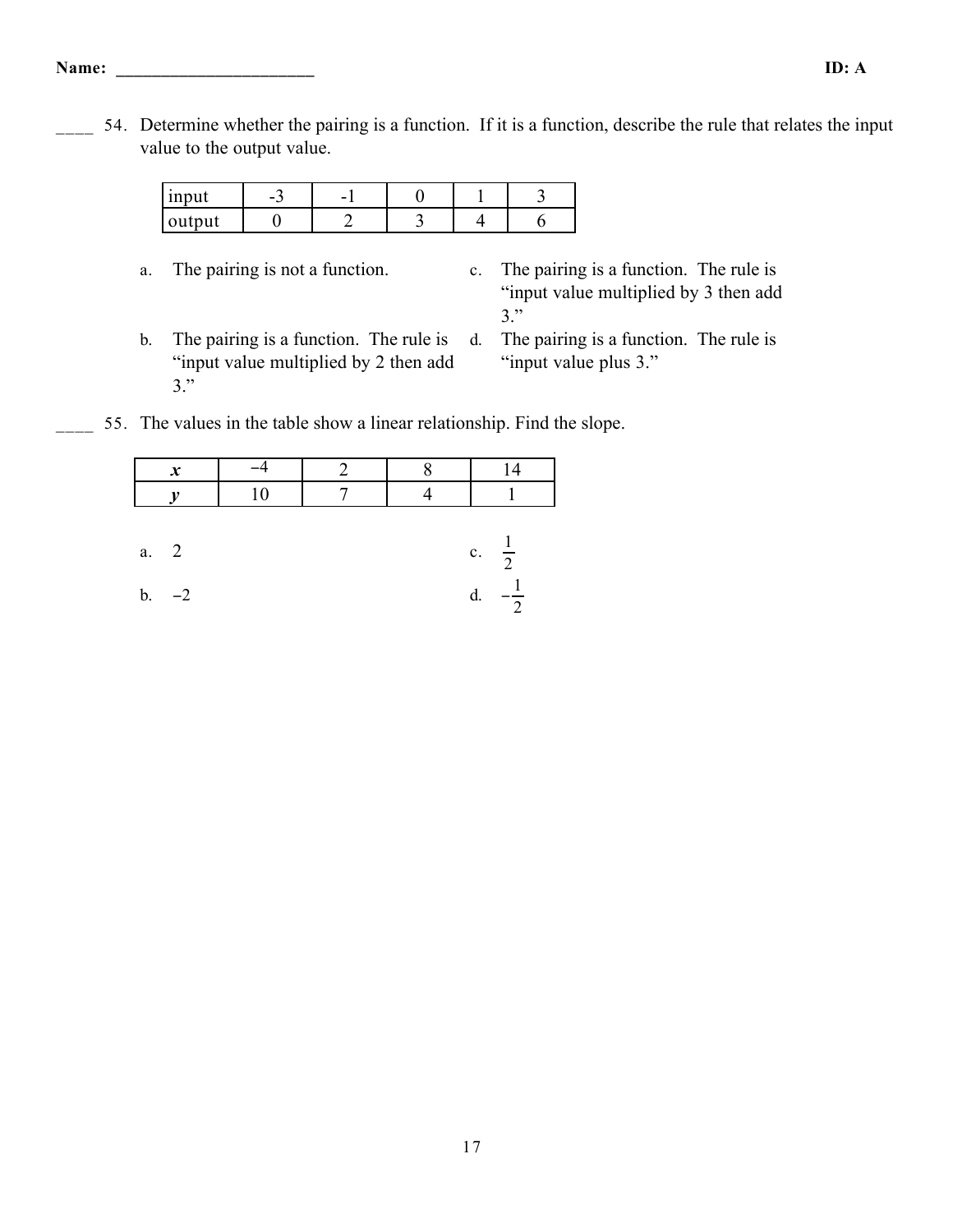____ 54. Determine whether the pairing is a function. If it is a function, describe the rule that relates the input value to the output value.

| input | -3 | -1 | 0 | 1 | 3 |
|---|---|---|---|---|---|
| output | 0 | 2 | 3 | 4 | 6 |

a. The pairing is not a function.

b. The pairing is a function. The rule is “input value multiplied by 2 then add 3.”

c. The pairing is a function. The rule is “input value multiplied by 3 then add 3.”

d. The pairing is a function. The rule is “input value plus 3.”

____ 55. The values in the table show a linear relationship. Find the slope.

| $x$ | $-4$ | 2 | 8 | 14 |
|---|---|---|---|---|
| $y$ | 10 | 7 | 4 | 1 |

a. 2

b. $-2$

c. $\frac{1}{2}$

d. $-\frac{1}{2}$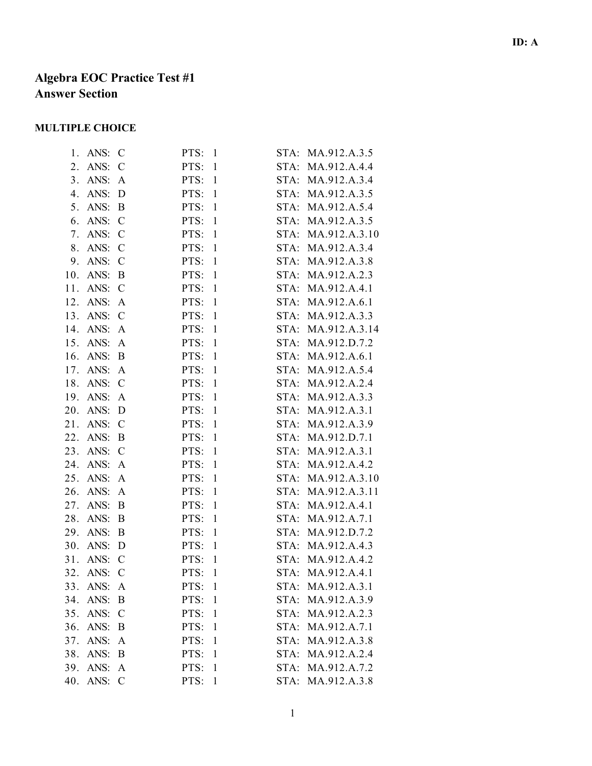ID: A

# Algebra EOC Practice Test #1
# Answer Section

### MULTIPLE CHOICE

| | ANS | PTS | STA |
|---|---|---|---|
| 1. | C | 1 | MA.912.A.3.5 |
| 2. | C | 1 | MA.912.A.4.4 |
| 3. | A | 1 | MA.912.A.3.4 |
| 4. | D | 1 | MA.912.A.3.5 |
| 5. | B | 1 | MA.912.A.5.4 |
| 6. | C | 1 | MA.912.A.3.5 |
| 7. | C | 1 | MA.912.A.3.10 |
| 8. | C | 1 | MA.912.A.3.4 |
| 9. | C | 1 | MA.912.A.3.8 |
| 10. | B | 1 | MA.912.A.2.3 |
| 11. | C | 1 | MA.912.A.4.1 |
| 12. | A | 1 | MA.912.A.6.1 |
| 13. | C | 1 | MA.912.A.3.3 |
| 14. | A | 1 | MA.912.A.3.14 |
| 15. | A | 1 | MA.912.D.7.2 |
| 16. | B | 1 | MA.912.A.6.1 |
| 17. | A | 1 | MA.912.A.5.4 |
| 18. | C | 1 | MA.912.A.2.4 |
| 19. | A | 1 | MA.912.A.3.3 |
| 20. | D | 1 | MA.912.A.3.1 |
| 21. | C | 1 | MA.912.A.3.9 |
| 22. | B | 1 | MA.912.D.7.1 |
| 23. | C | 1 | MA.912.A.3.1 |
| 24. | A | 1 | MA.912.A.4.2 |
| 25. | A | 1 | MA.912.A.3.10 |
| 26. | A | 1 | MA.912.A.3.11 |
| 27. | B | 1 | MA.912.A.4.1 |
| 28. | B | 1 | MA.912.A.7.1 |
| 29. | B | 1 | MA.912.D.7.2 |
| 30. | D | 1 | MA.912.A.4.3 |
| 31. | C | 1 | MA.912.A.4.2 |
| 32. | C | 1 | MA.912.A.4.1 |
| 33. | A | 1 | MA.912.A.3.1 |
| 34. | B | 1 | MA.912.A.3.9 |
| 35. | C | 1 | MA.912.A.2.3 |
| 36. | B | 1 | MA.912.A.7.1 |
| 37. | A | 1 | MA.912.A.3.8 |
| 38. | B | 1 | MA.912.A.2.4 |
| 39. | A | 1 | MA.912.A.7.2 |
| 40. | C | 1 | MA.912.A.3.8 |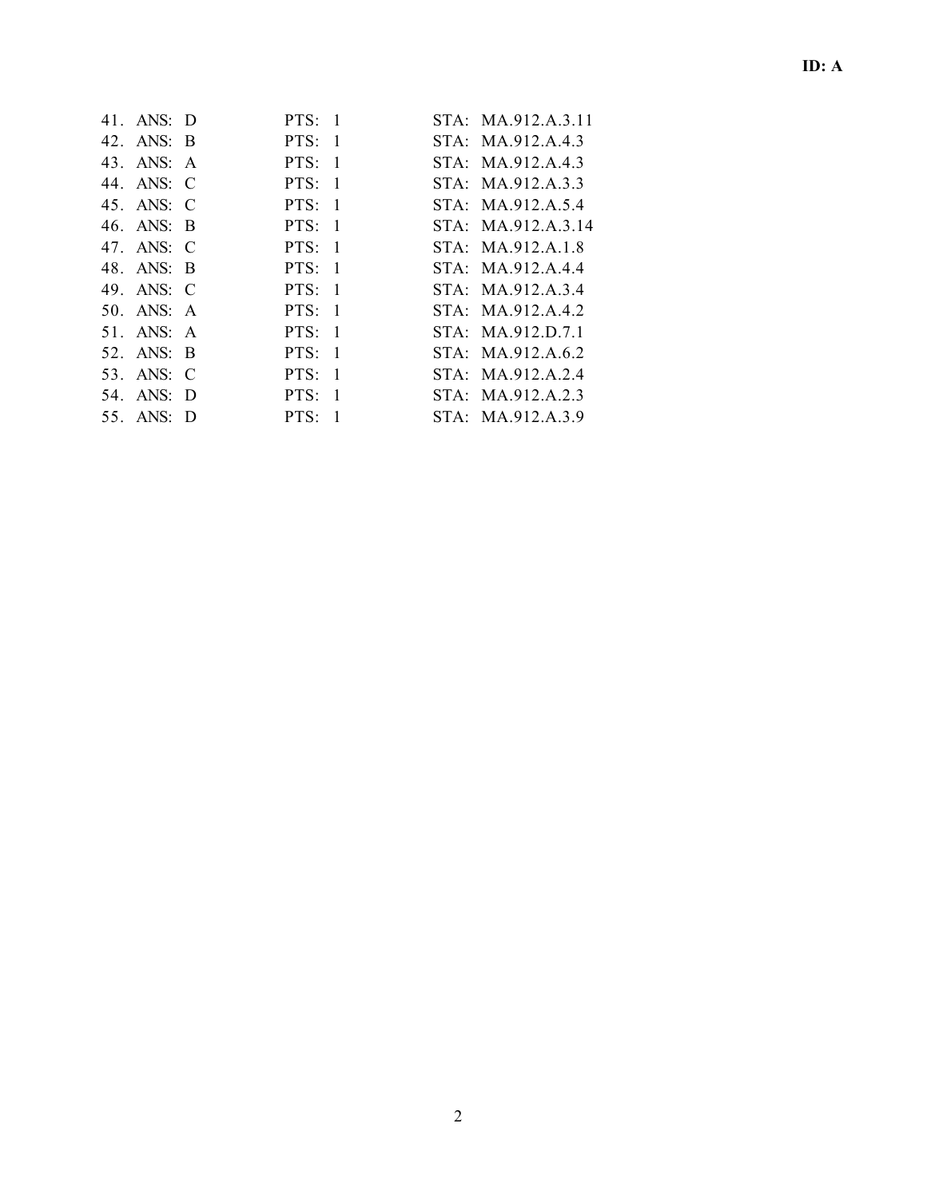**ID: A**

41. ANS: D PTS: 1 STA: MA.912.A.3.11
42. ANS: B PTS: 1 STA: MA.912.A.4.3
43. ANS: A PTS: 1 STA: MA.912.A.4.3
44. ANS: C PTS: 1 STA: MA.912.A.3.3
45. ANS: C PTS: 1 STA: MA.912.A.5.4
46. ANS: B PTS: 1 STA: MA.912.A.3.14
47. ANS: C PTS: 1 STA: MA.912.A.1.8
48. ANS: B PTS: 1 STA: MA.912.A.4.4
49. ANS: C PTS: 1 STA: MA.912.A.3.4
50. ANS: A PTS: 1 STA: MA.912.A.4.2
51. ANS: A PTS: 1 STA: MA.912.D.7.1
52. ANS: B PTS: 1 STA: MA.912.A.6.2
53. ANS: C PTS: 1 STA: MA.912.A.2.4
54. ANS: D PTS: 1 STA: MA.912.A.2.3
55. ANS: D PTS: 1 STA: MA.912.A.3.9